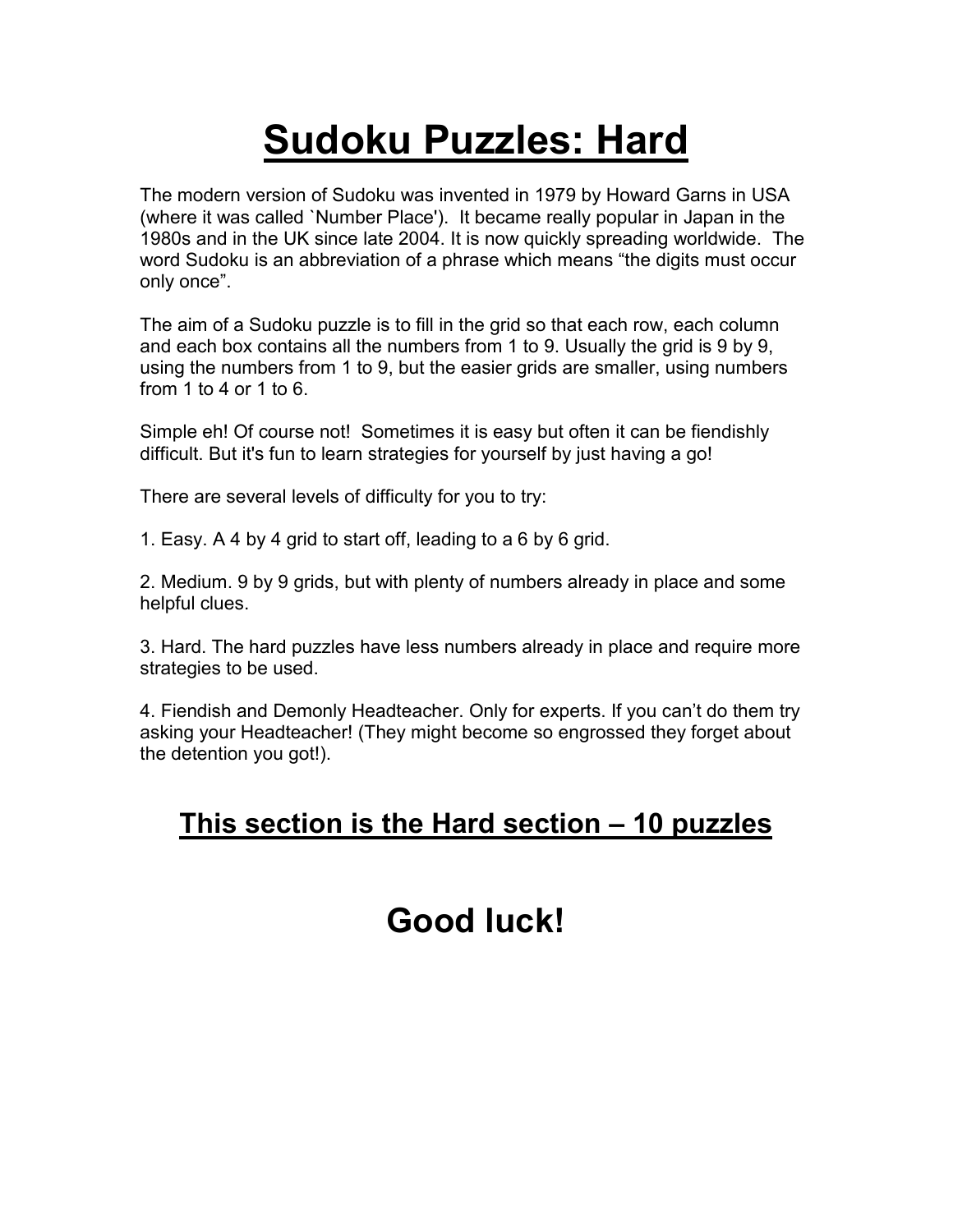# Sudoku Puzzles: Hard

The modern version of Sudoku was invented in 1979 by Howard Garns in USA (where it was called `Number Place'). It became really popular in Japan in the 1980s and in the UK since late 2004. It is now quickly spreading worldwide. The word Sudoku is an abbreviation of a phrase which means "the digits must occur only once".

The aim of a Sudoku puzzle is to fill in the grid so that each row, each column and each box contains all the numbers from 1 to 9. Usually the grid is 9 by 9, using the numbers from 1 to 9, but the easier grids are smaller, using numbers from 1 to 4 or 1 to 6.

Simple eh! Of course not! Sometimes it is easy but often it can be fiendishly difficult. But it's fun to learn strategies for yourself by just having a go!

There are several levels of difficulty for you to try:

1. Easy. A 4 by 4 grid to start off, leading to a 6 by 6 grid.

2. Medium. 9 by 9 grids, but with plenty of numbers already in place and some helpful clues.

3. Hard. The hard puzzles have less numbers already in place and require more strategies to be used.

4. Fiendish and Demonly Headteacher. Only for experts. If you can't do them try asking your Headteacher! (They might become so engrossed they forget about the detention you got!).

## This section is the Hard section – 10 puzzles

# Good luck!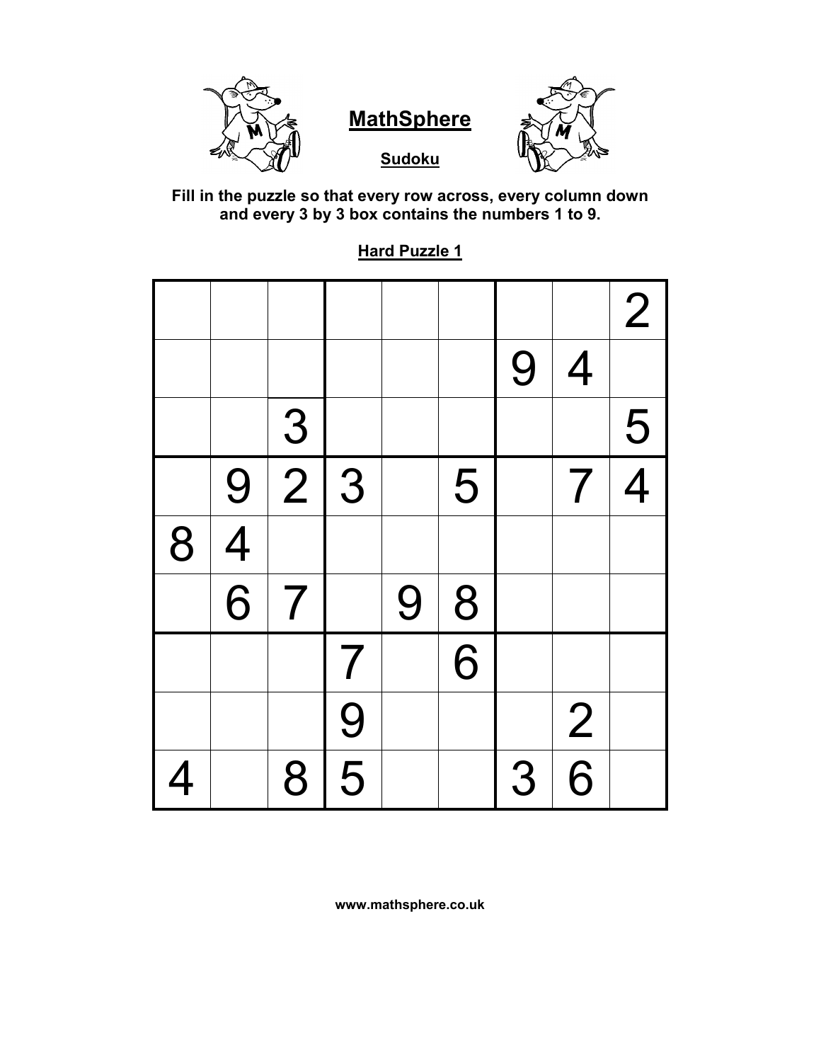## MathSphere

### Sudoku

**Fill in the puzzle so that every row across, every column down and every 3 by 3 box contains the numbers 1 to 9.**

### Hard Puzzle 1

| | | | | | | | | |
|---|---|---|---|---|---|---|---|---|
| | | | | | | | | 2 |
| | | | | | | 9 | 4 | |
| | | 3 | | | | | | 5 |
| | 9 | 2 | 3 | | 5 | | 7 | 4 |
| 8 | 4 | | | | | | | |
| | 6 | 7 | | 9 | 8 | | | |
| | | | 7 | | 6 | | | |
| | | | 9 | | | | 2 | |
| 4 | | 8 | 5 | | | 3 | 6 | |

**www.mathsphere.co.uk**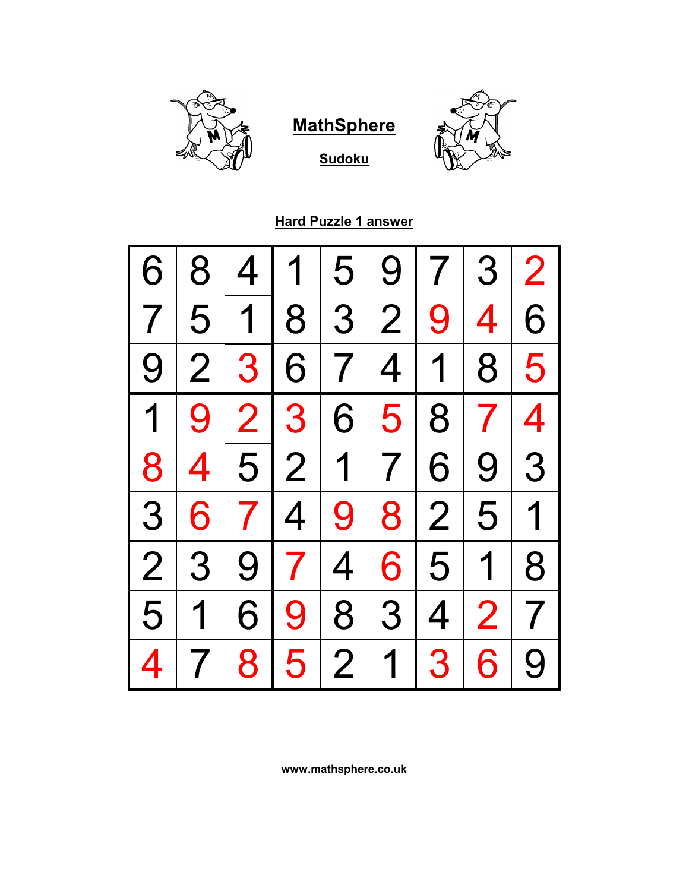# MathSphere

## Sudoku

### Hard Puzzle 1 answer

| | | | | | | | | |
|---|---|---|---|---|---|---|---|---|
| 6 | 8 | 4 | 1 | 5 | 9 | 7 | 3 | 2 |
| 7 | 5 | 1 | 8 | 3 | 2 | 9 | 4 | 6 |
| 9 | 2 | 3 | 6 | 7 | 4 | 1 | 8 | 5 |
| 1 | 9 | 2 | 3 | 6 | 5 | 8 | 7 | 4 |
| 8 | 4 | 5 | 2 | 1 | 7 | 6 | 9 | 3 |
| 3 | 6 | 7 | 4 | 9 | 8 | 2 | 5 | 1 |
| 2 | 3 | 9 | 7 | 4 | 6 | 5 | 1 | 8 |
| 5 | 1 | 6 | 9 | 8 | 3 | 4 | 2 | 7 |
| 4 | 7 | 8 | 5 | 2 | 1 | 3 | 6 | 9 |

www.mathsphere.co.uk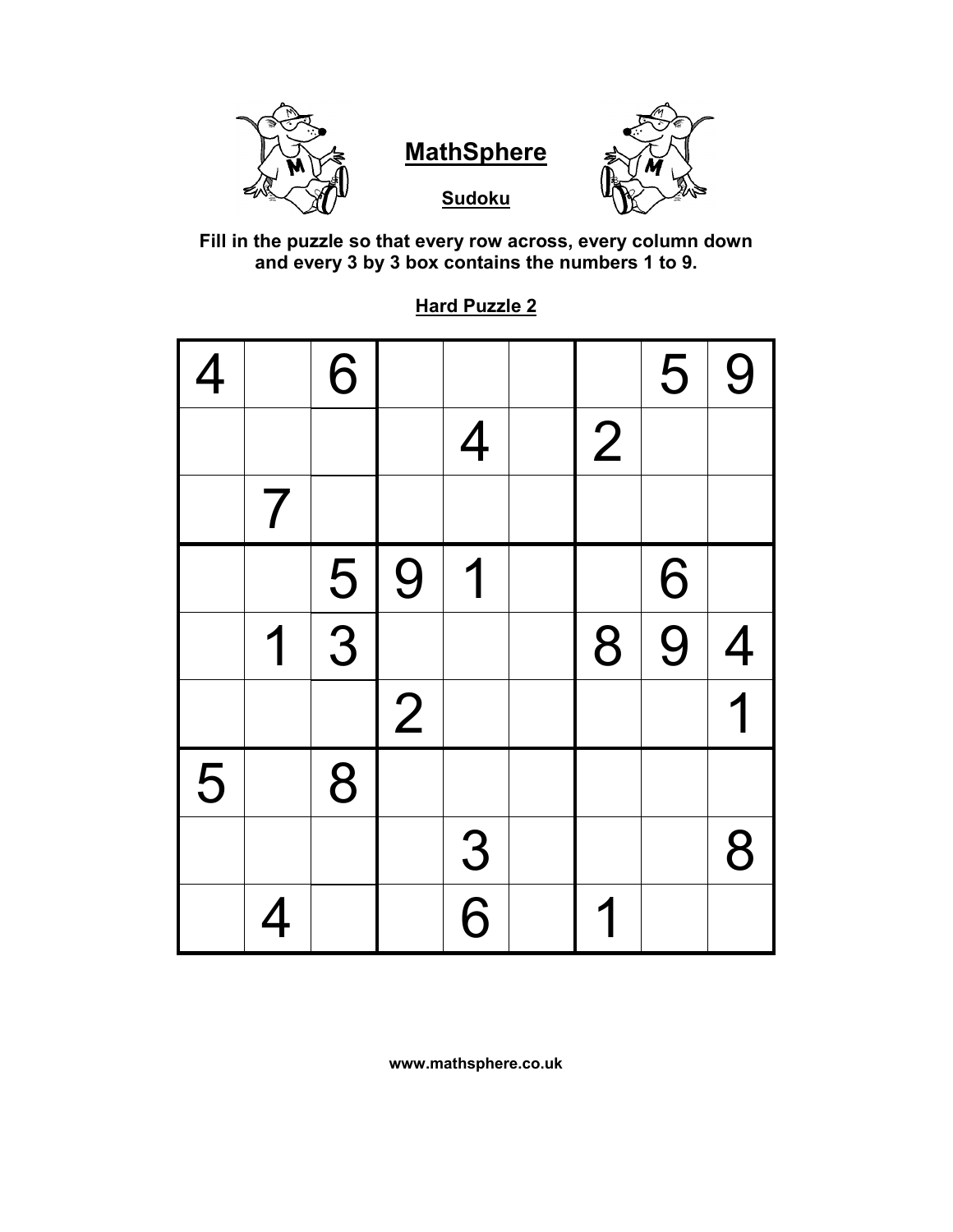# MathSphere

## Sudoku

**Fill in the puzzle so that every row across, every column down and every 3 by 3 box contains the numbers 1 to 9.**

### Hard Puzzle 2

| | | | | | | | | |
|---|---|---|---|---|---|---|---|---|
| 4 | | 6 | | | | | 5 | 9 |
| | | | | 4 | | 2 | | |
| | 7 | | | | | | | |
| | | 5 | 9 | 1 | | | 6 | |
| | 1 | 3 | | | | 8 | 9 | 4 |
| | | | 2 | | | | | 1 |
| 5 | | 8 | | | | | | |
| | | | | 3 | | | | 8 |
| | 4 | | | 6 | | 1 | | |

**www.mathsphere.co.uk**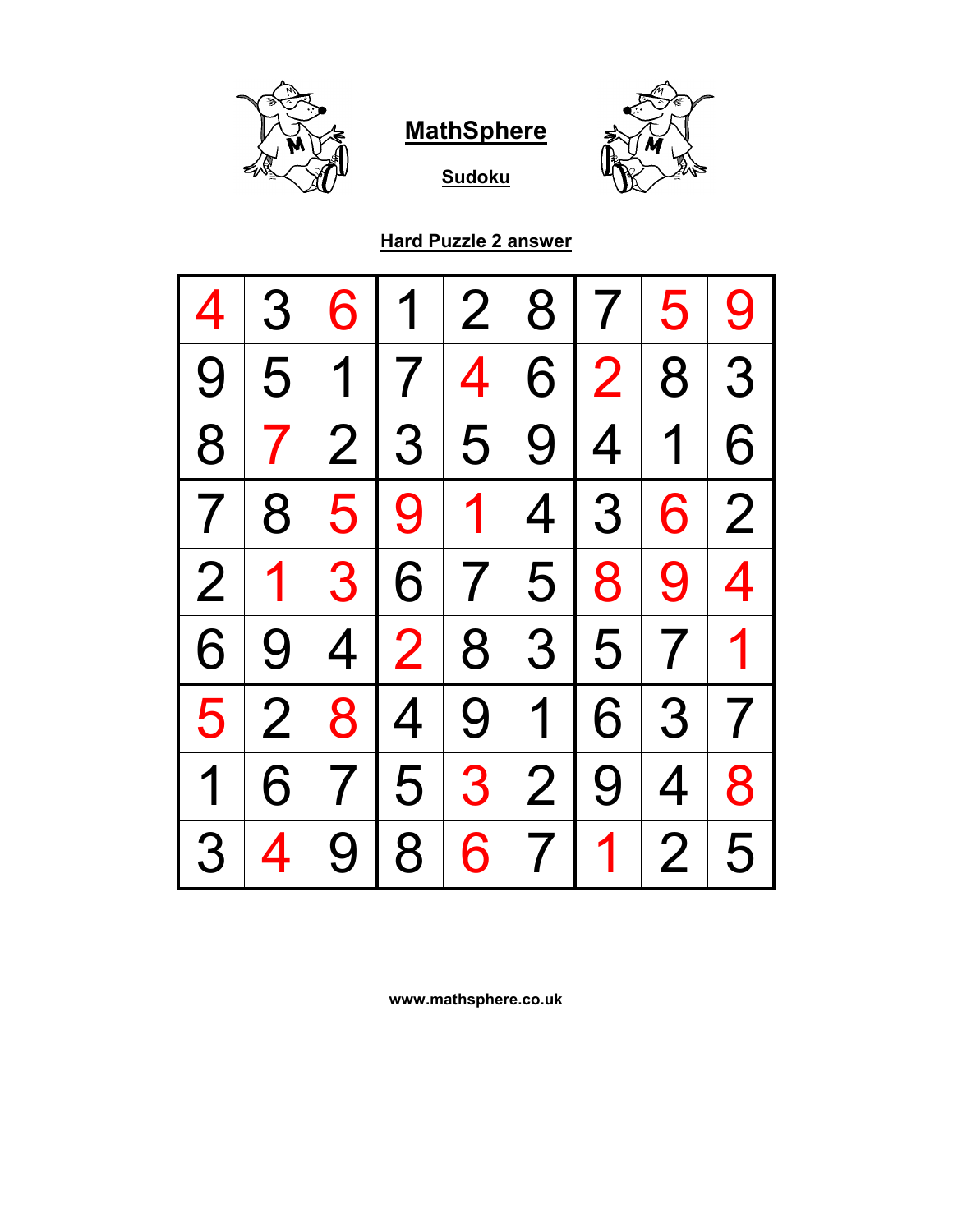# MathSphere

## Sudoku

### Hard Puzzle 2 answer

| | | | | | | | | |
|---|---|---|---|---|---|---|---|---|
| 4 | 3 | 6 | 1 | 2 | 8 | 7 | 5 | 9 |
| 9 | 5 | 1 | 7 | 4 | 6 | 2 | 8 | 3 |
| 8 | 7 | 2 | 3 | 5 | 9 | 4 | 1 | 6 |
| 7 | 8 | 5 | 9 | 1 | 4 | 3 | 6 | 2 |
| 2 | 1 | 3 | 6 | 7 | 5 | 8 | 9 | 4 |
| 6 | 9 | 4 | 2 | 8 | 3 | 5 | 7 | 1 |
| 5 | 2 | 8 | 4 | 9 | 1 | 6 | 3 | 7 |
| 1 | 6 | 7 | 5 | 3 | 2 | 9 | 4 | 8 |
| 3 | 4 | 9 | 8 | 6 | 7 | 1 | 2 | 5 |

www.mathsphere.co.uk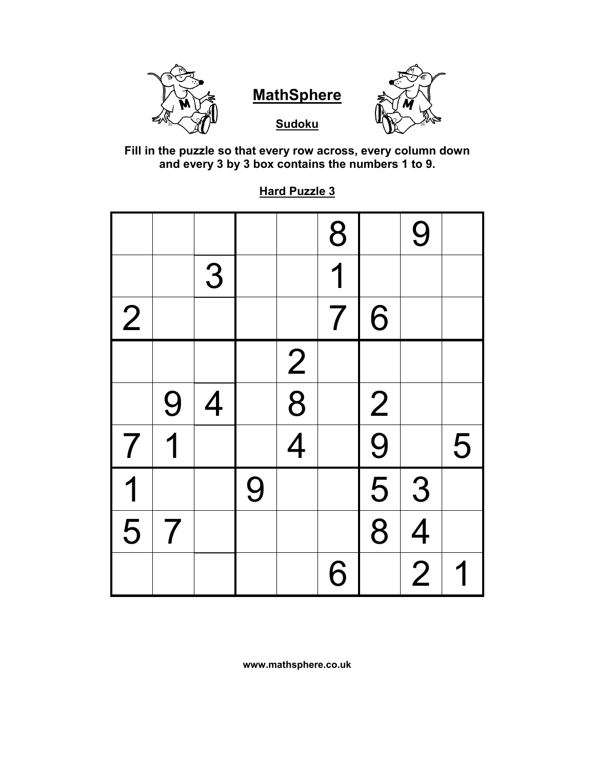# MathSphere

## Sudoku

**Fill in the puzzle so that every row across, every column down and every 3 by 3 box contains the numbers 1 to 9.**

### Hard Puzzle 3

| | | | | | | | | |
|---|---|---|---|---|---|---|---|---|
| | | | | | 8 | | 9 | |
| | | 3 | | | 1 | | | |
| 2 | | | | | 7 | 6 | | |
| | | | | 2 | | | | |
| | 9 | 4 | | 8 | | 2 | | |
| 7 | 1 | | | 4 | | 9 | | 5 |
| 1 | | | 9 | | | 5 | 3 | |
| 5 | 7 | | | | | 8 | 4 | |
| | | | | | 6 | | 2 | 1 |

www.mathsphere.co.uk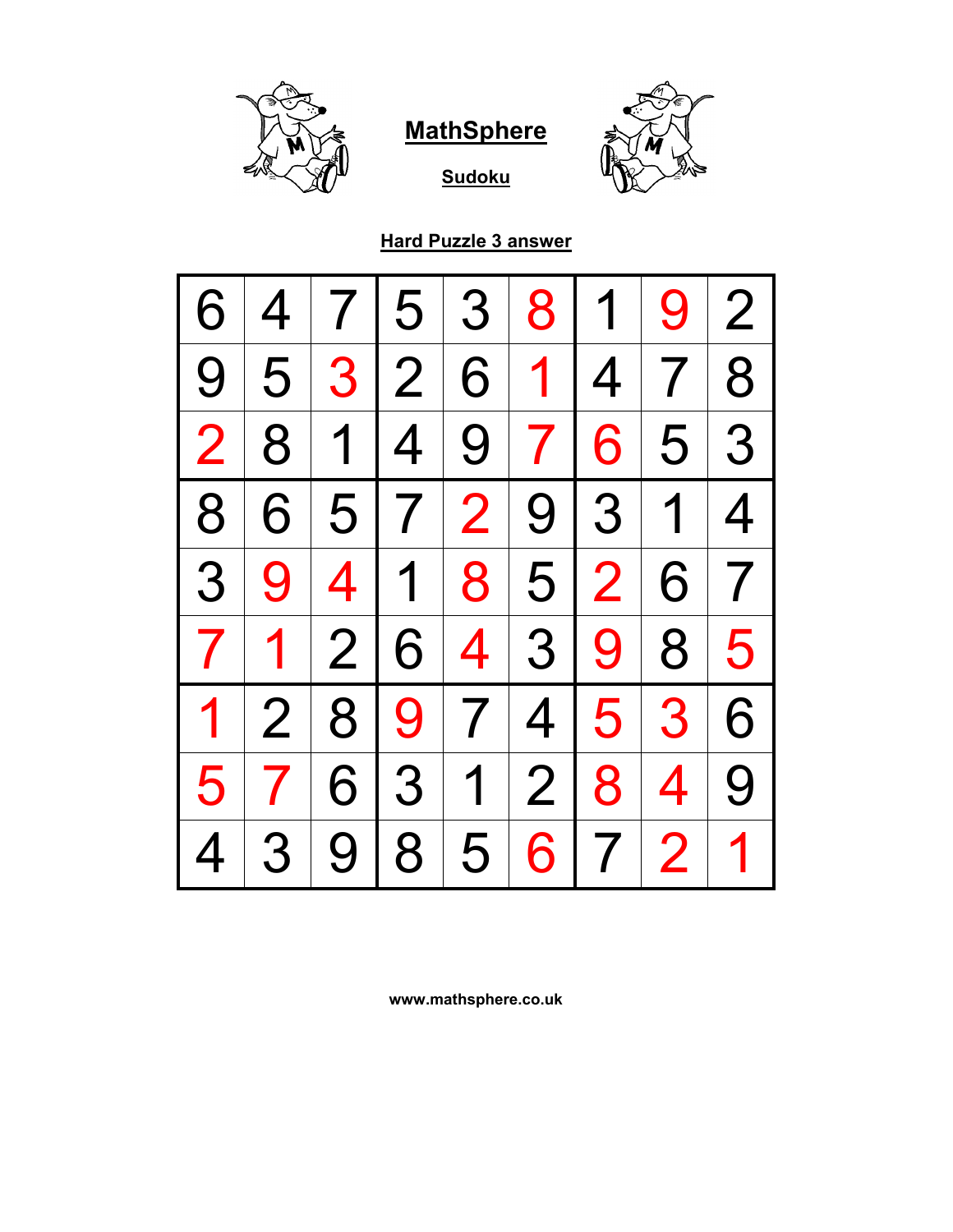# MathSphere

## Sudoku

### Hard Puzzle 3 answer

| | | | | | | | | |
|---|---|---|---|---|---|---|---|---|
| 6 | 4 | 7 | 5 | 3 | 8 | 1 | 9 | 2 |
| 9 | 5 | 3 | 2 | 6 | 1 | 4 | 7 | 8 |
| 2 | 8 | 1 | 4 | 9 | 7 | 6 | 5 | 3 |
| 8 | 6 | 5 | 7 | 2 | 9 | 3 | 1 | 4 |
| 3 | 9 | 4 | 1 | 8 | 5 | 2 | 6 | 7 |
| 7 | 1 | 2 | 6 | 4 | 3 | 9 | 8 | 5 |
| 1 | 2 | 8 | 9 | 7 | 4 | 5 | 3 | 6 |
| 5 | 7 | 6 | 3 | 1 | 2 | 8 | 4 | 9 |
| 4 | 3 | 9 | 8 | 5 | 6 | 7 | 2 | 1 |

www.mathsphere.co.uk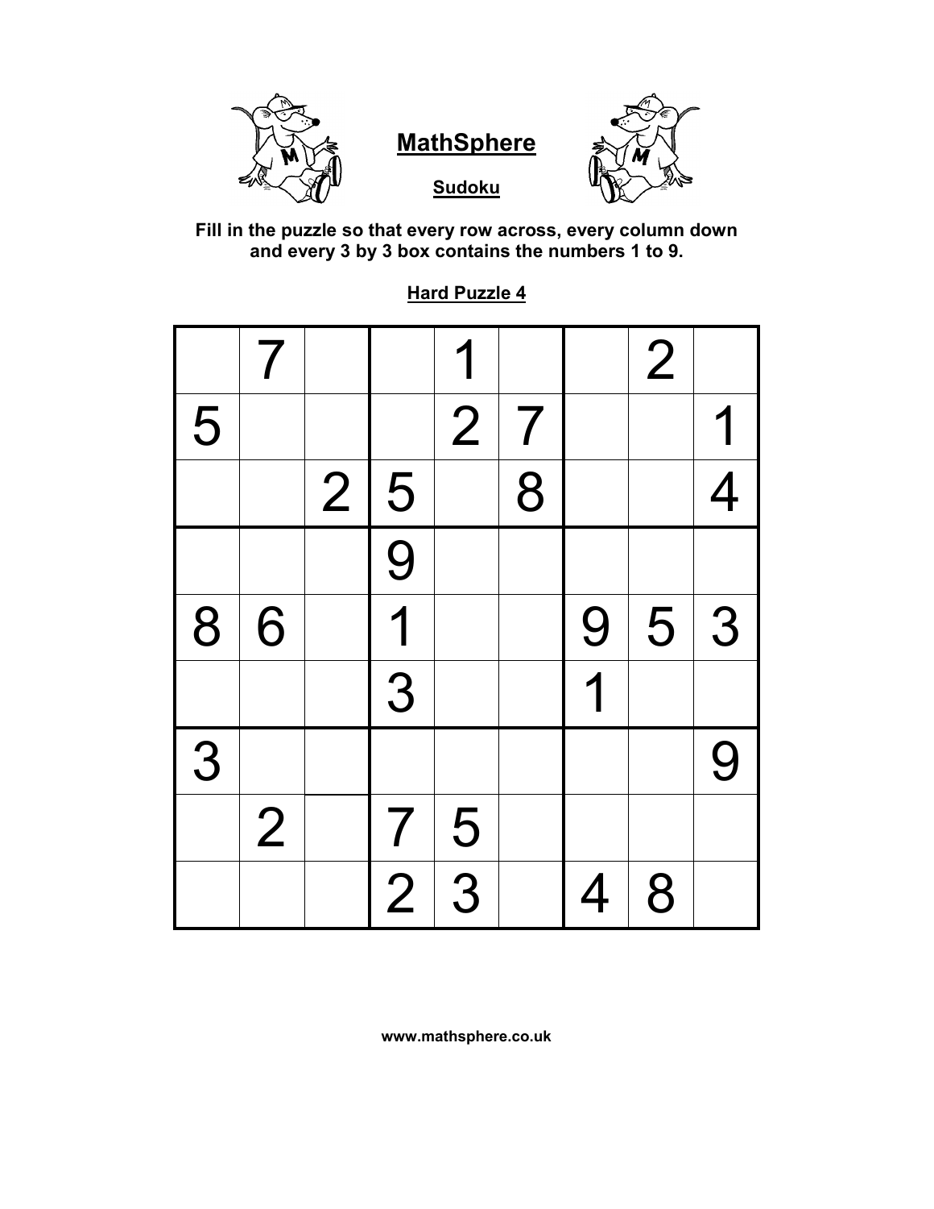## MathSphere

### Sudoku

**Fill in the puzzle so that every row across, every column down and every 3 by 3 box contains the numbers 1 to 9.**

### Hard Puzzle 4

| | | | | | | | | |
|---|---|---|---|---|---|---|---|---|
| | 7 | | | 1 | | | 2 | |
| 5 | | | | 2 | 7 | | | 1 |
| | | 2 | 5 | | 8 | | | 4 |
| | | | 9 | | | | | |
| 8 | 6 | | 1 | | | 9 | 5 | 3 |
| | | | 3 | | | 1 | | |
| 3 | | | | | | | | 9 |
| | 2 | | 7 | 5 | | | | |
| | | | 2 | 3 | | 4 | 8 | |

**www.mathsphere.co.uk**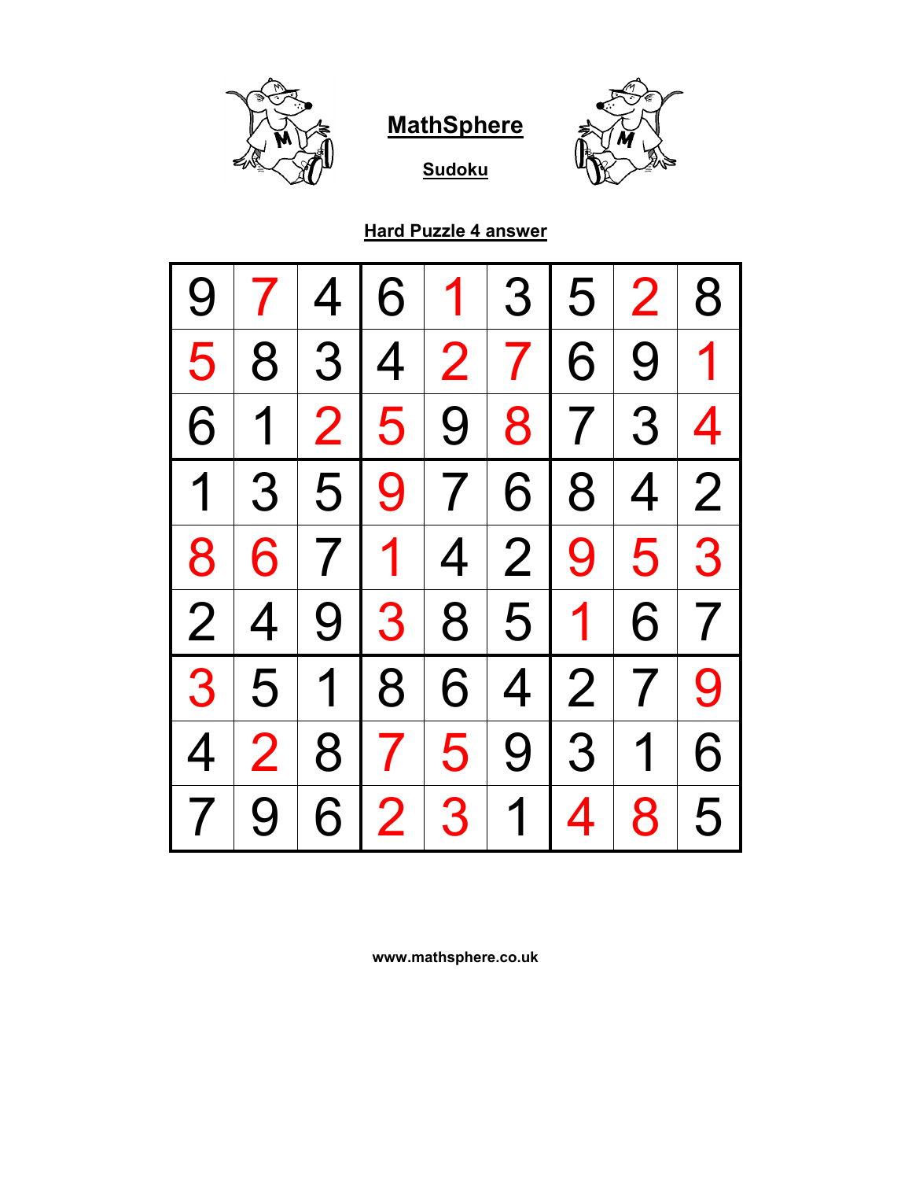# MathSphere

## Sudoku

### Hard Puzzle 4 answer

| | | | | | | | | |
|---|---|---|---|---|---|---|---|---|
| 9 | 7 | 4 | 6 | 1 | 3 | 5 | 2 | 8 |
| 5 | 8 | 3 | 4 | 2 | 7 | 6 | 9 | 1 |
| 6 | 1 | 2 | 5 | 9 | 8 | 7 | 3 | 4 |
| 1 | 3 | 5 | 9 | 7 | 6 | 8 | 4 | 2 |
| 8 | 6 | 7 | 1 | 4 | 2 | 9 | 5 | 3 |
| 2 | 4 | 9 | 3 | 8 | 5 | 1 | 6 | 7 |
| 3 | 5 | 1 | 8 | 6 | 4 | 2 | 7 | 9 |
| 4 | 2 | 8 | 7 | 5 | 9 | 3 | 1 | 6 |
| 7 | 9 | 6 | 2 | 3 | 1 | 4 | 8 | 5 |

**www.mathsphere.co.uk**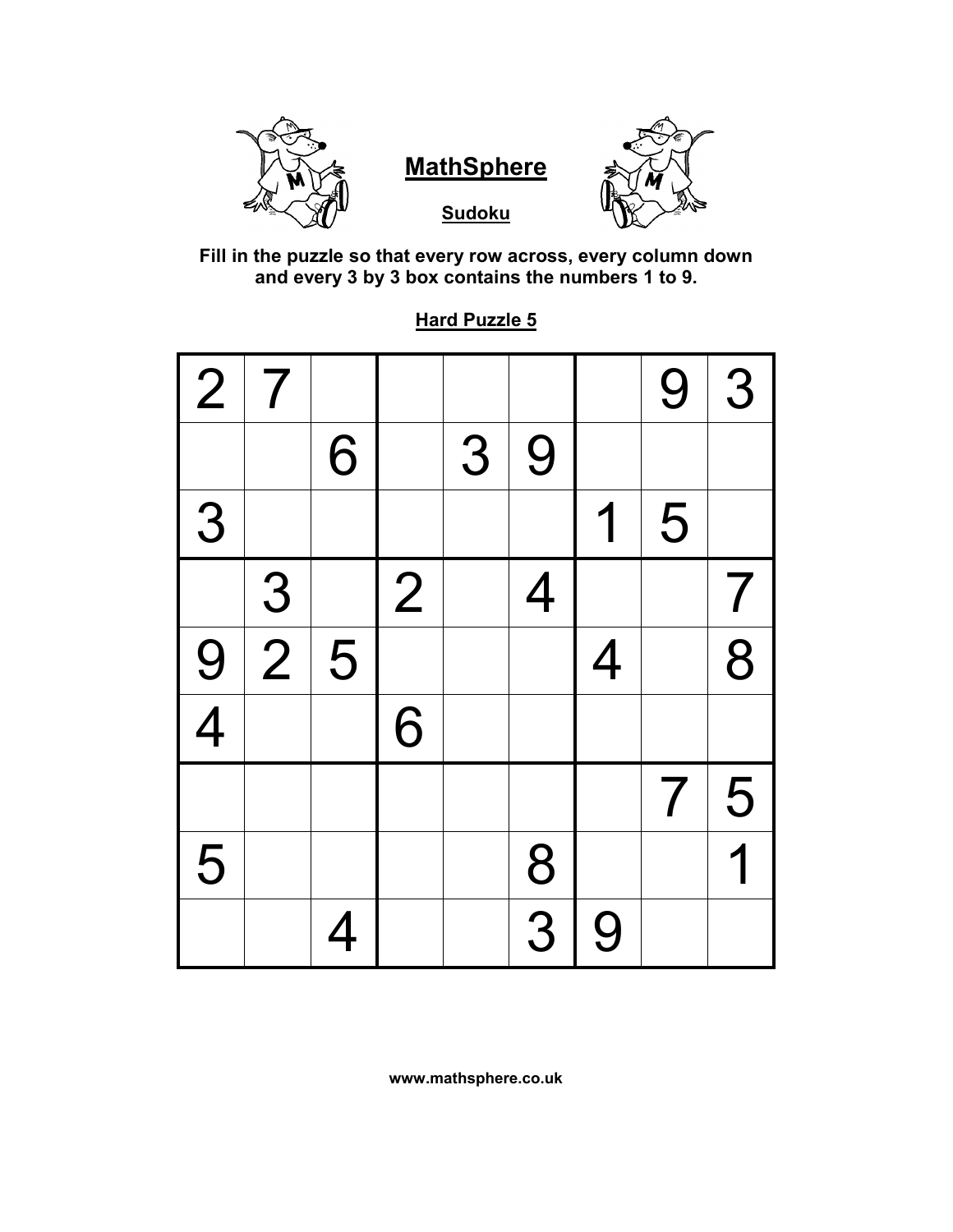## MathSphere

### Sudoku

**Fill in the puzzle so that every row across, every column down and every 3 by 3 box contains the numbers 1 to 9.**

### Hard Puzzle 5

| | | | | | | | | |
|---|---|---|---|---|---|---|---|---|
| 2 | 7 | | | | | | 9 | 3 |
| | | 6 | | 3 | 9 | | | |
| 3 | | | | | | 1 | 5 | |
| | 3 | | 2 | | 4 | | | 7 |
| 9 | 2 | 5 | | | | 4 | | 8 |
| 4 | | | 6 | | | | | |
| | | | | | | | 7 | 5 |
| 5 | | | | | 8 | | | 1 |
| | | 4 | | | 3 | 9 | | |

**www.mathsphere.co.uk**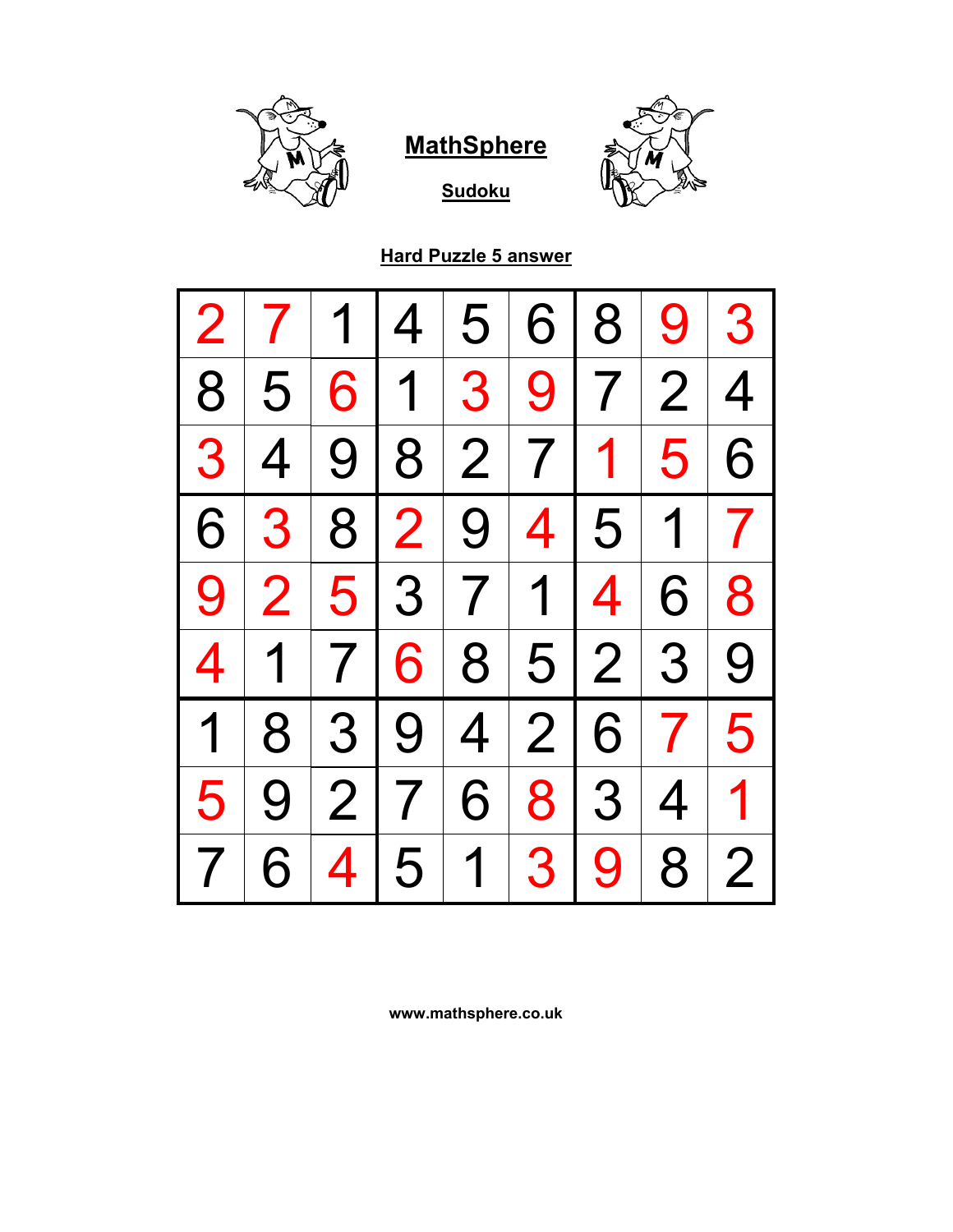# MathSphere

## Sudoku

### Hard Puzzle 5 answer

| | | | | | | | | |
|---|---|---|---|---|---|---|---|---|
| 2 | 7 | 1 | 4 | 5 | 6 | 8 | 9 | 3 |
| 8 | 5 | 6 | 1 | 3 | 9 | 7 | 2 | 4 |
| 3 | 4 | 9 | 8 | 2 | 7 | 1 | 5 | 6 |
| 6 | 3 | 8 | 2 | 9 | 4 | 5 | 1 | 7 |
| 9 | 2 | 5 | 3 | 7 | 1 | 4 | 6 | 8 |
| 4 | 1 | 7 | 6 | 8 | 5 | 2 | 3 | 9 |
| 1 | 8 | 3 | 9 | 4 | 2 | 6 | 7 | 5 |
| 5 | 9 | 2 | 7 | 6 | 8 | 3 | 4 | 1 |
| 7 | 6 | 4 | 5 | 1 | 3 | 9 | 8 | 2 |

www.mathsphere.co.uk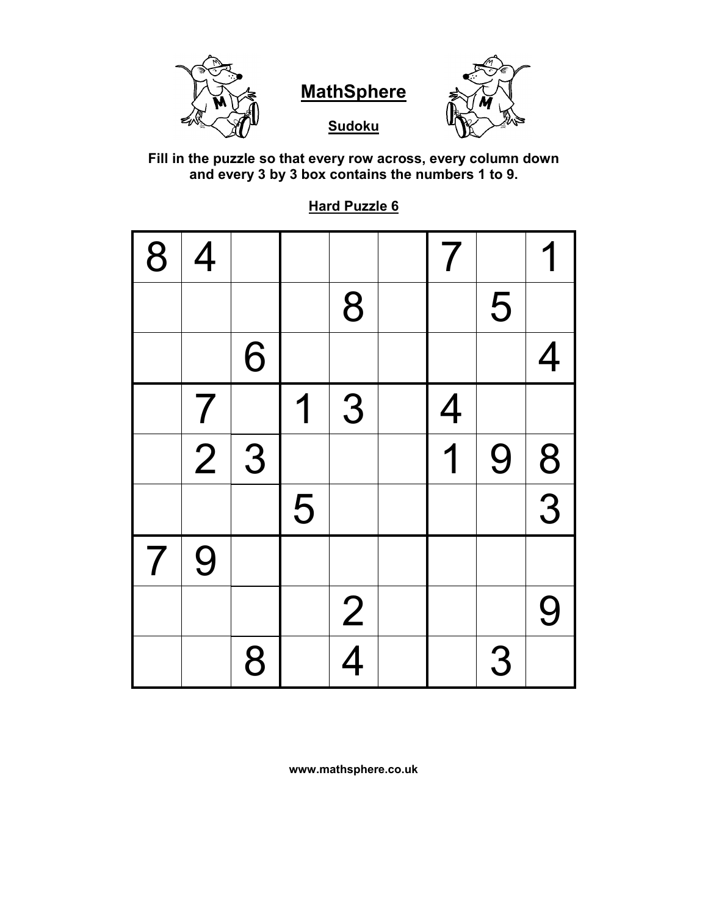# MathSphere

## Sudoku

**Fill in the puzzle so that every row across, every column down and every 3 by 3 box contains the numbers 1 to 9.**

### Hard Puzzle 6

| | | | | | | | | |
|---|---|---|---|---|---|---|---|---|
| 8 | 4 | | | | | 7 | | 1 |
| | | | | 8 | | | 5 | |
| | | 6 | | | | | | 4 |
| | 7 | | 1 | 3 | | 4 | | |
| | 2 | 3 | | | | 1 | 9 | 8 |
| | | | 5 | | | | | 3 |
| 7 | 9 | | | | | | | |
| | | | | 2 | | | | 9 |
| | | 8 | | 4 | | | 3 | |

www.mathsphere.co.uk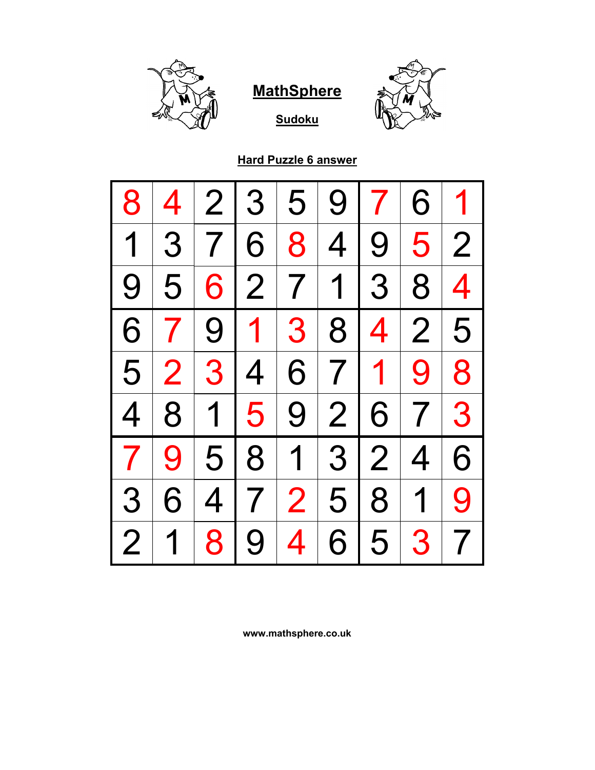**MathSphere**

**Sudoku**

**Hard Puzzle 6 answer**

| | | | | | | | | |
|---|---|---|---|---|---|---|---|---|
| 8 | 4 | 2 | 3 | 5 | 9 | 7 | 6 | 1 |
| 1 | 3 | 7 | 6 | 8 | 4 | 9 | 5 | 2 |
| 9 | 5 | 6 | 2 | 7 | 1 | 3 | 8 | 4 |
| 6 | 7 | 9 | 1 | 3 | 8 | 4 | 2 | 5 |
| 5 | 2 | 3 | 4 | 6 | 7 | 1 | 9 | 8 |
| 4 | 8 | 1 | 5 | 9 | 2 | 6 | 7 | 3 |
| 7 | 9 | 5 | 8 | 1 | 3 | 2 | 4 | 6 |
| 3 | 6 | 4 | 7 | 2 | 5 | 8 | 1 | 9 |
| 2 | 1 | 8 | 9 | 4 | 6 | 5 | 3 | 7 |

**www.mathsphere.co.uk**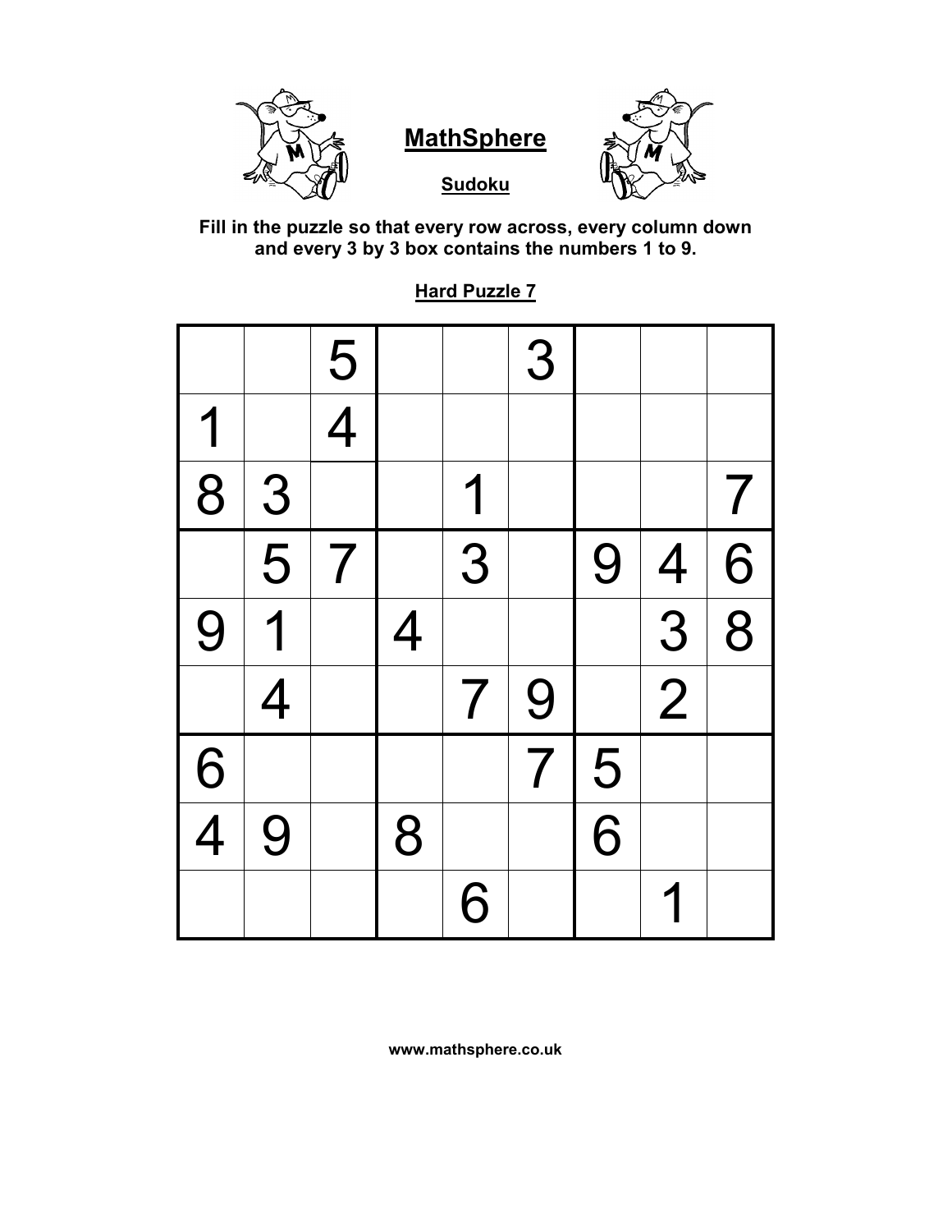## MathSphere

### Sudoku

**Fill in the puzzle so that every row across, every column down and every 3 by 3 box contains the numbers 1 to 9.**

### Hard Puzzle 7

| | | | | | | | | |
|---|---|---|---|---|---|---|---|---|
| | | 5 | | | 3 | | | |
| 1 | | 4 | | | | | | |
| 8 | 3 | | | 1 | | | | 7 |
| | 5 | 7 | | 3 | | 9 | 4 | 6 |
| 9 | 1 | | 4 | | | | 3 | 8 |
| | 4 | | | 7 | 9 | | 2 | |
| 6 | | | | | 7 | 5 | | |
| 4 | 9 | | 8 | | | 6 | | |
| | | | | 6 | | | 1 | |

www.mathsphere.co.uk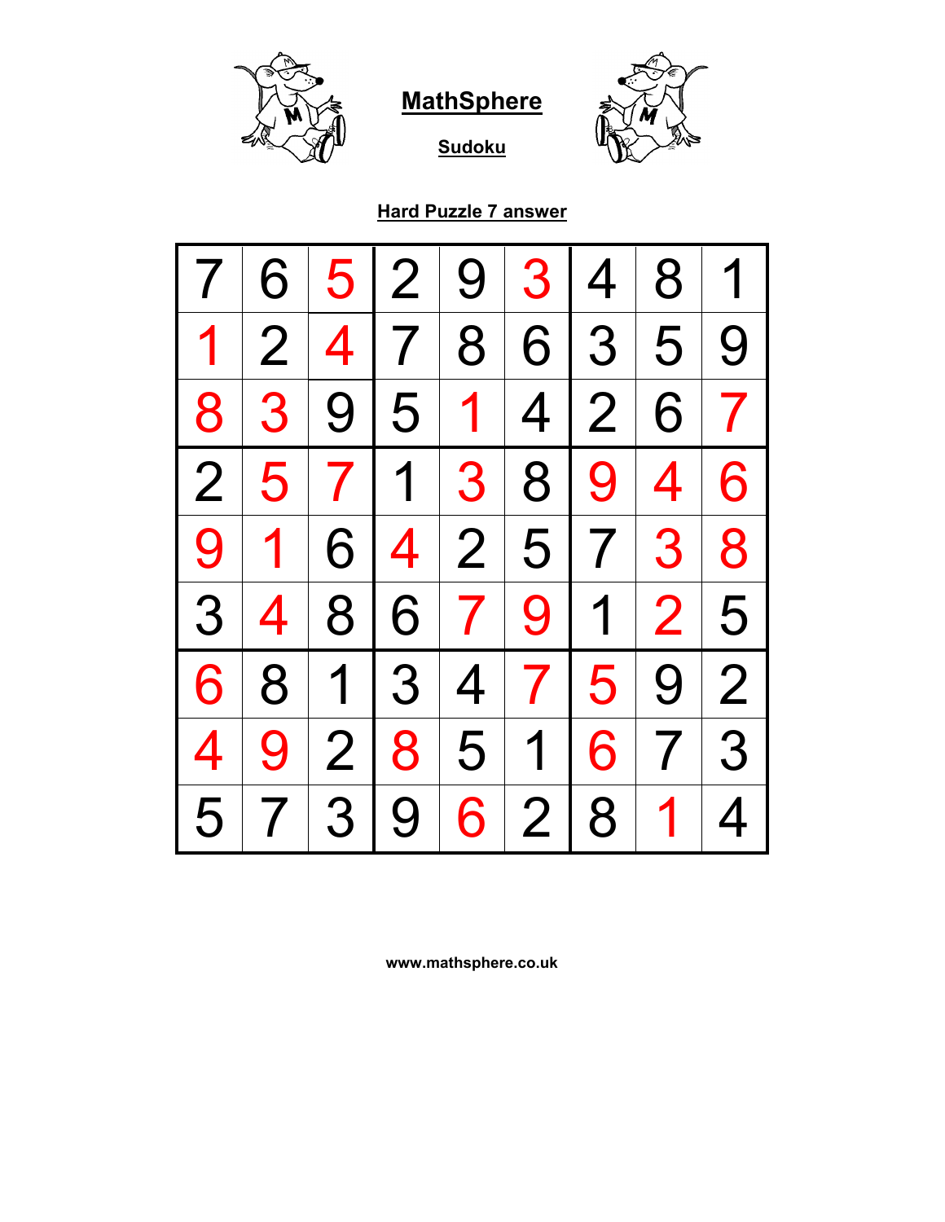# MathSphere

## Sudoku

### Hard Puzzle 7 answer

| | | | | | | | | |
|---|---|---|---|---|---|---|---|---|
| 7 | 6 | 5 | 2 | 9 | 3 | 4 | 8 | 1 |
| 1 | 2 | 4 | 7 | 8 | 6 | 3 | 5 | 9 |
| 8 | 3 | 9 | 5 | 1 | 4 | 2 | 6 | 7 |
| 2 | 5 | 7 | 1 | 3 | 8 | 9 | 4 | 6 |
| 9 | 1 | 6 | 4 | 2 | 5 | 7 | 3 | 8 |
| 3 | 4 | 8 | 6 | 7 | 9 | 1 | 2 | 5 |
| 6 | 8 | 1 | 3 | 4 | 7 | 5 | 9 | 2 |
| 4 | 9 | 2 | 8 | 5 | 1 | 6 | 7 | 3 |
| 5 | 7 | 3 | 9 | 6 | 2 | 8 | 1 | 4 |

www.mathsphere.co.uk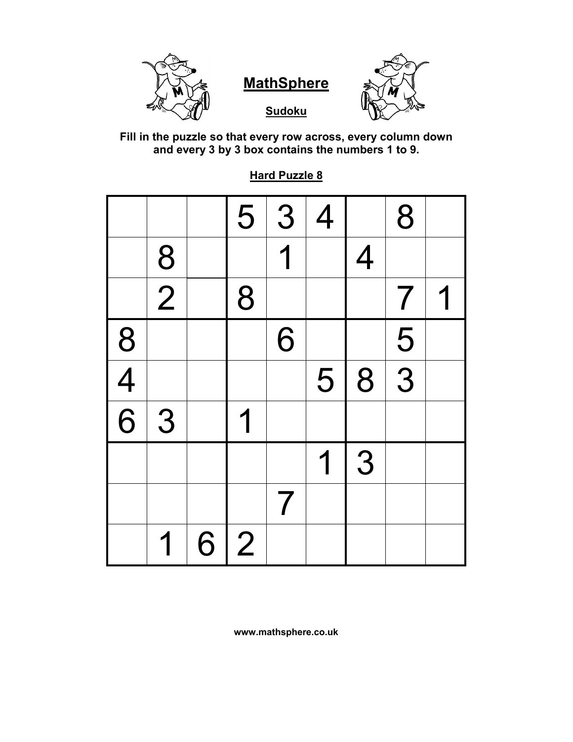# MathSphere

## Sudoku

**Fill in the puzzle so that every row across, every column down and every 3 by 3 box contains the numbers 1 to 9.**

**Hard Puzzle 8**

| | | | | | | | | |
|---|---|---|---|---|---|---|---|---|
| | | | 5 | 3 | 4 | | 8 | |
| | 8 | | | 1 | | 4 | | |
| | 2 | | 8 | | | | 7 | 1 |
| 8 | | | | 6 | | | 5 | |
| 4 | | | | | 5 | 8 | 3 | |
| 6 | 3 | | 1 | | | | | |
| | | | | | 1 | 3 | | |
| | | | | 7 | | | | |
| | 1 | 6 | 2 | | | | | |

**www.mathsphere.co.uk**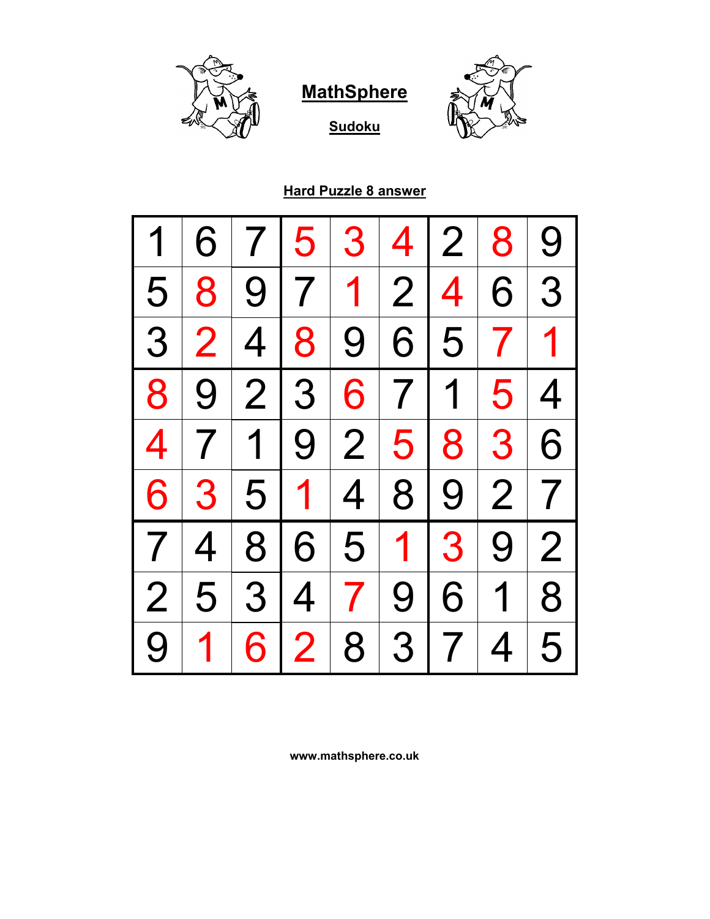# MathSphere

## Sudoku

### Hard Puzzle 8 answer

| | | | | | | | | |
|---|---|---|---|---|---|---|---|---|
| 1 | 6 | 7 | 5 | 3 | 4 | 2 | 8 | 9 |
| 5 | 8 | 9 | 7 | 1 | 2 | 4 | 6 | 3 |
| 3 | 2 | 4 | 8 | 9 | 6 | 5 | 7 | 1 |
| 8 | 9 | 2 | 3 | 6 | 7 | 1 | 5 | 4 |
| 4 | 7 | 1 | 9 | 2 | 5 | 8 | 3 | 6 |
| 6 | 3 | 5 | 1 | 4 | 8 | 9 | 2 | 7 |
| 7 | 4 | 8 | 6 | 5 | 1 | 3 | 9 | 2 |
| 2 | 5 | 3 | 4 | 7 | 9 | 6 | 1 | 8 |
| 9 | 1 | 6 | 2 | 8 | 3 | 7 | 4 | 5 |

www.mathsphere.co.uk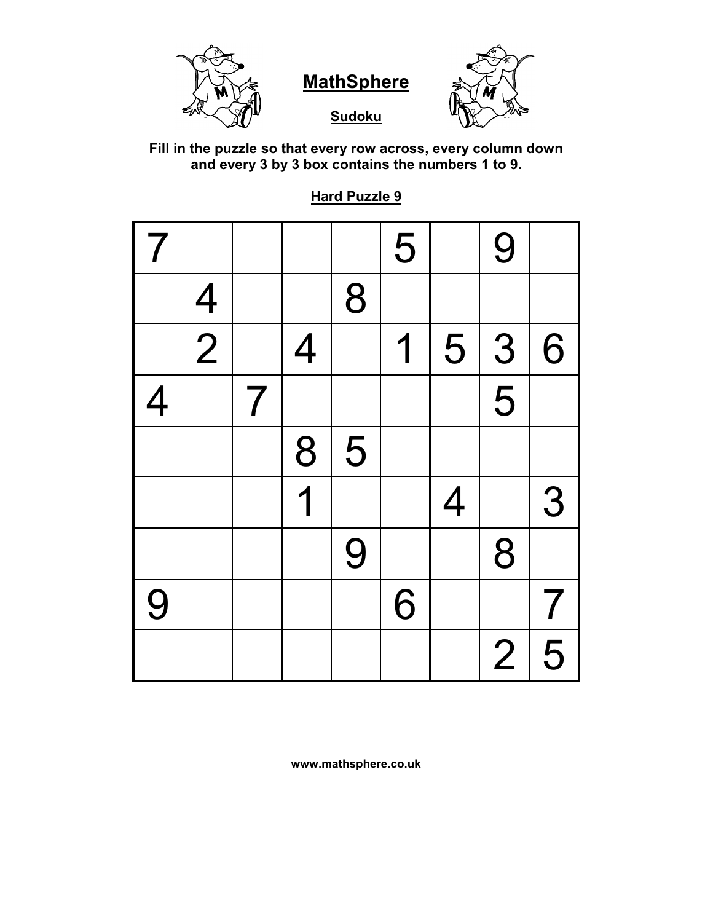# MathSphere

## Sudoku

**Fill in the puzzle so that every row across, every column down and every 3 by 3 box contains the numbers 1 to 9.**

### Hard Puzzle 9

| | | | | | | | | |
|---|---|---|---|---|---|---|---|---|
| 7 | | | | | 5 | | 9 | |
| | 4 | | | 8 | | | | |
| | 2 | | 4 | | 1 | 5 | 3 | 6 |
| 4 | | 7 | | | | | 5 | |
| | | | 8 | 5 | | | | |
| | | | 1 | | | 4 | | 3 |
| | | | | 9 | | | 8 | |
| 9 | | | | | 6 | | | 7 |
| | | | | | | | 2 | 5 |

www.mathsphere.co.uk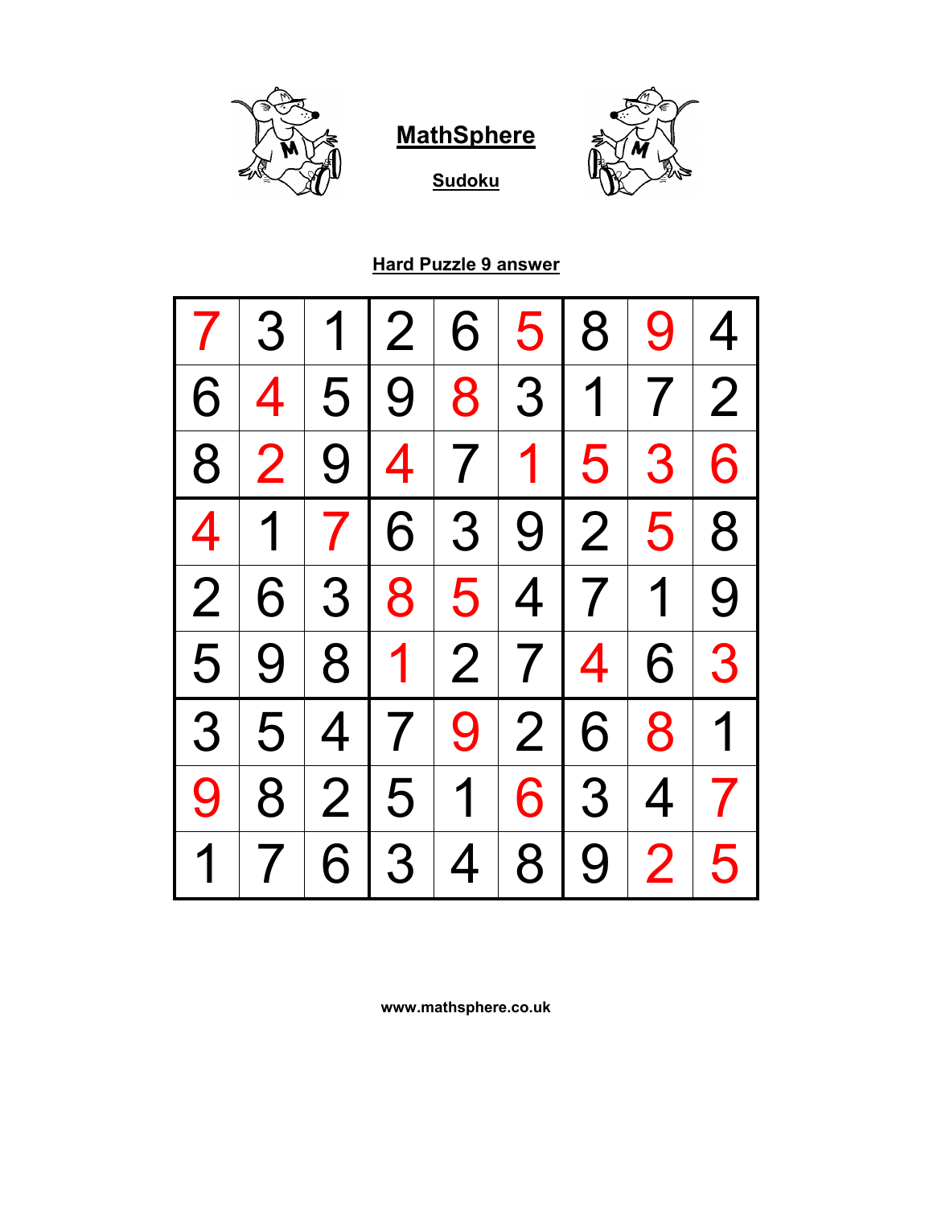# MathSphere

## Sudoku

### Hard Puzzle 9 answer

| | | | | | | | | |
|---|---|---|---|---|---|---|---|---|
| 7 | 3 | 1 | 2 | 6 | 5 | 8 | 9 | 4 |
| 6 | 4 | 5 | 9 | 8 | 3 | 1 | 7 | 2 |
| 8 | 2 | 9 | 4 | 7 | 1 | 5 | 3 | 6 |
| 4 | 1 | 7 | 6 | 3 | 9 | 2 | 5 | 8 |
| 2 | 6 | 3 | 8 | 5 | 4 | 7 | 1 | 9 |
| 5 | 9 | 8 | 1 | 2 | 7 | 4 | 6 | 3 |
| 3 | 5 | 4 | 7 | 9 | 2 | 6 | 8 | 1 |
| 9 | 8 | 2 | 5 | 1 | 6 | 3 | 4 | 7 |
| 1 | 7 | 6 | 3 | 4 | 8 | 9 | 2 | 5 |

www.mathsphere.co.uk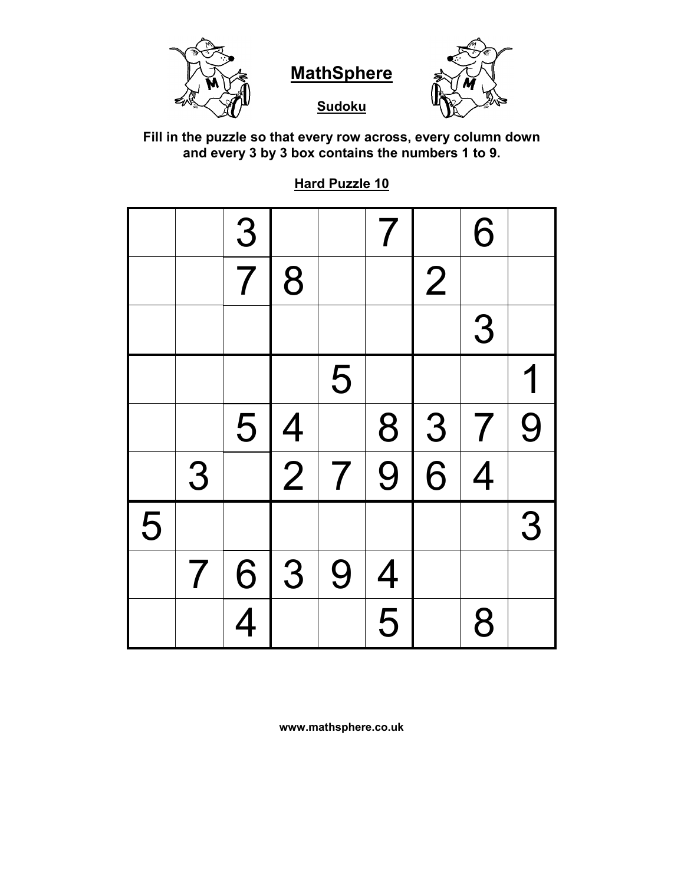# MathSphere

## Sudoku

**Fill in the puzzle so that every row across, every column down and every 3 by 3 box contains the numbers 1 to 9.**

### Hard Puzzle 10

| | | | | | | | | |
|---|---|---|---|---|---|---|---|---|
| | | 3 | | | 7 | | 6 | |
| | | 7 | 8 | | | 2 | | |
| | | | | | | | 3 | |
| | | | | 5 | | | | 1 |
| | | 5 | 4 | | 8 | 3 | 7 | 9 |
| | 3 | | 2 | 7 | 9 | 6 | 4 | |
| 5 | | | | | | | | 3 |
| | 7 | 6 | 3 | 9 | 4 | | | |
| | | 4 | | | 5 | | 8 | |

**www.mathsphere.co.uk**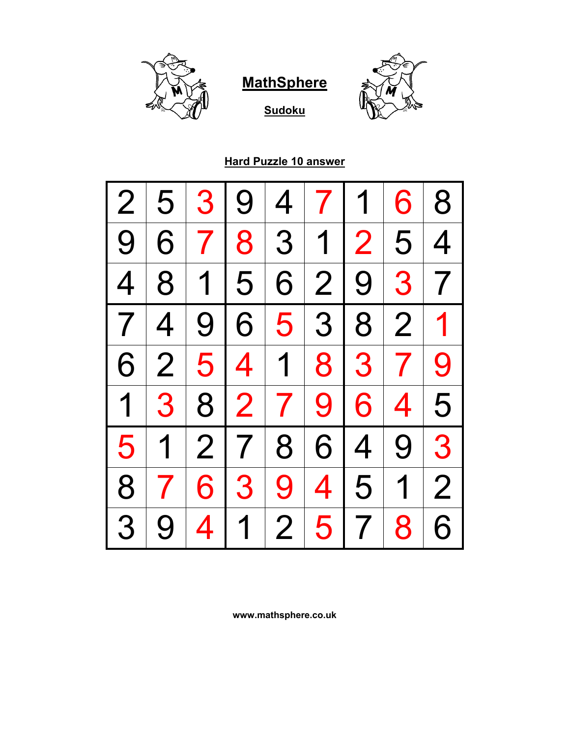# MathSphere

## Sudoku

### Hard Puzzle 10 answer

| | | | | | | | | |
|---|---|---|---|---|---|---|---|---|
| 2 | 5 | 3 | 9 | 4 | 7 | 1 | 6 | 8 |
| 9 | 6 | 7 | 8 | 3 | 1 | 2 | 5 | 4 |
| 4 | 8 | 1 | 5 | 6 | 2 | 9 | 3 | 7 |
| 7 | 4 | 9 | 6 | 5 | 3 | 8 | 2 | 1 |
| 6 | 2 | 5 | 4 | 1 | 8 | 3 | 7 | 9 |
| 1 | 3 | 8 | 2 | 7 | 9 | 6 | 4 | 5 |
| 5 | 1 | 2 | 7 | 8 | 6 | 4 | 9 | 3 |
| 8 | 7 | 6 | 3 | 9 | 4 | 5 | 1 | 2 |
| 3 | 9 | 4 | 1 | 2 | 5 | 7 | 8 | 6 |

www.mathsphere.co.uk